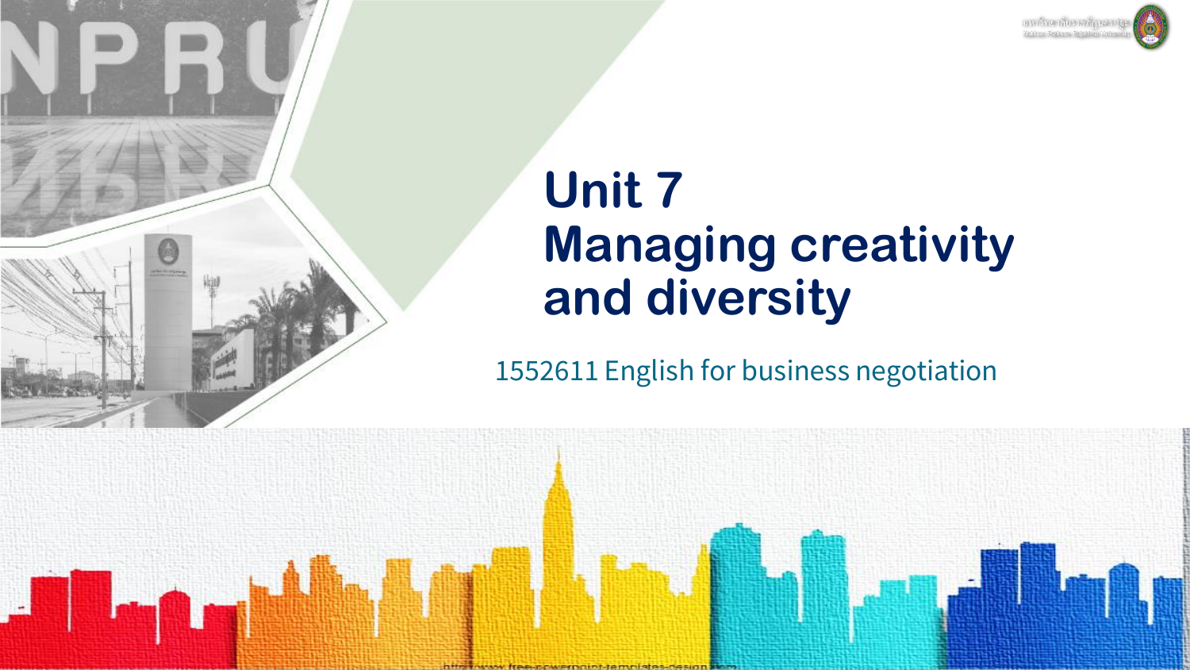# Unit 7
# Managing creativity and diversity

1552611 English for business negotiation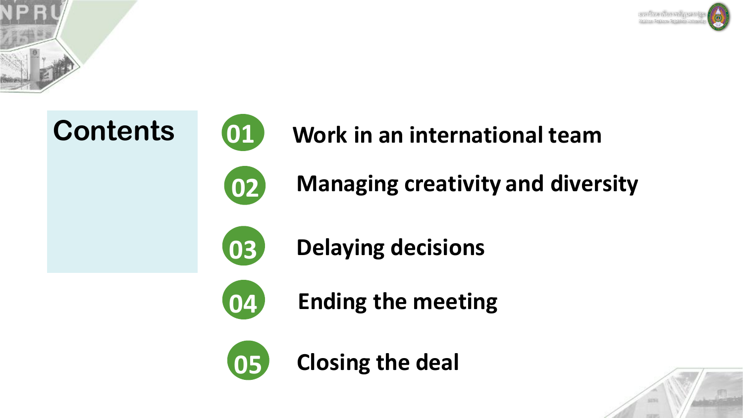# Contents

01 Work in an international team

02 Managing creativity and diversity

03 Delaying decisions

04 Ending the meeting

05 Closing the deal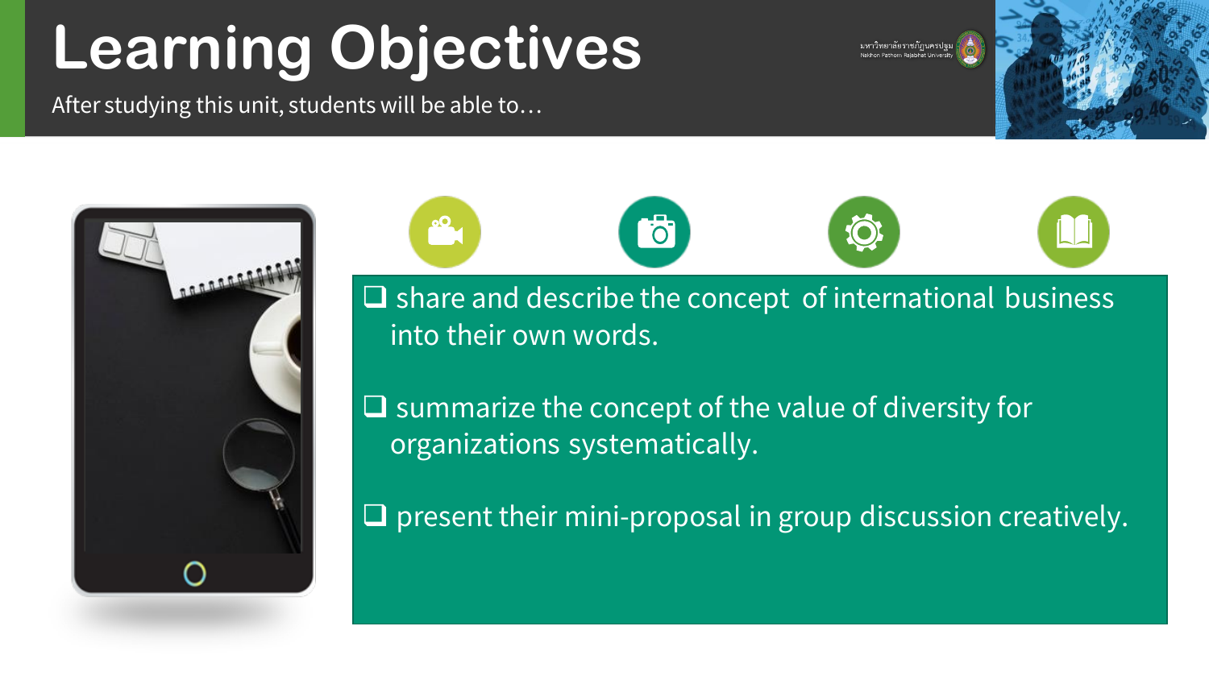# Learning Objectives

After studying this unit, students will be able to…

- ❑ share and describe the concept of international business into their own words.
- ❑ summarize the concept of the value of diversity for organizations systematically.
- ❑ present their mini-proposal in group discussion creatively.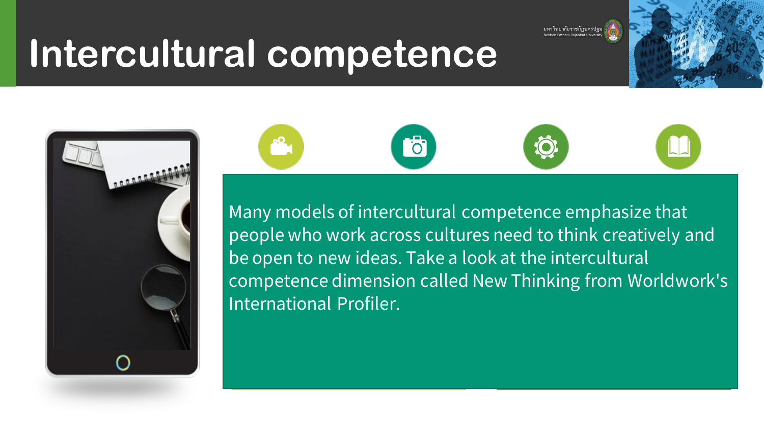# Intercultural competence

Many models of intercultural competence emphasize that people who work across cultures need to think creatively and be open to new ideas. Take a look at the intercultural competence dimension called New Thinking from Worldwork's International Profiler.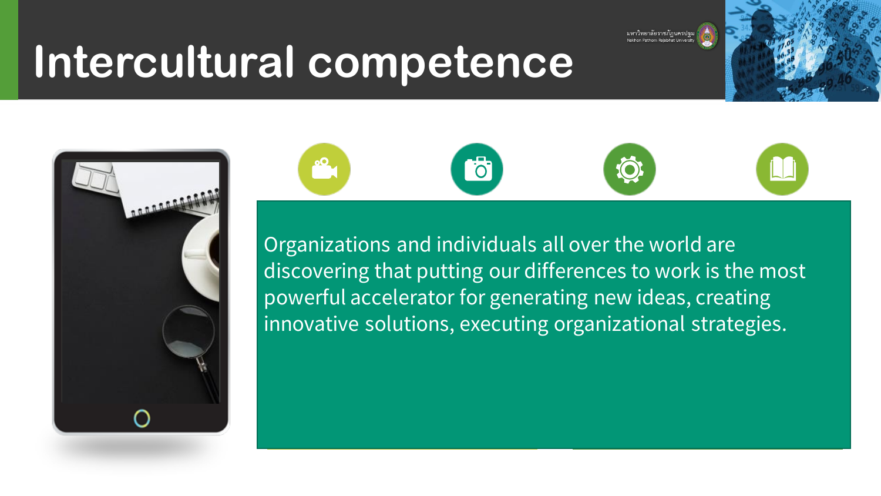# Intercultural competence

Organizations and individuals all over the world are discovering that putting our differences to work is the most powerful accelerator for generating new ideas, creating innovative solutions, executing organizational strategies.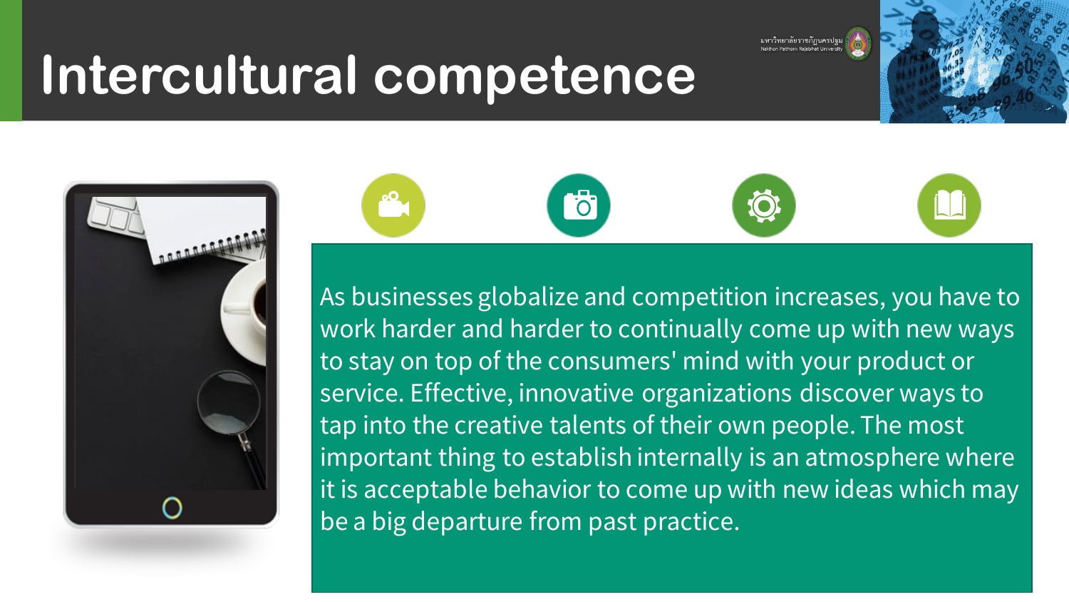# Intercultural competence

As businesses globalize and competition increases, you have to work harder and harder to continually come up with new ways to stay on top of the consumers' mind with your product or service. Effective, innovative organizations discover ways to tap into the creative talents of their own people. The most important thing to establish internally is an atmosphere where it is acceptable behavior to come up with new ideas which may be a big departure from past practice.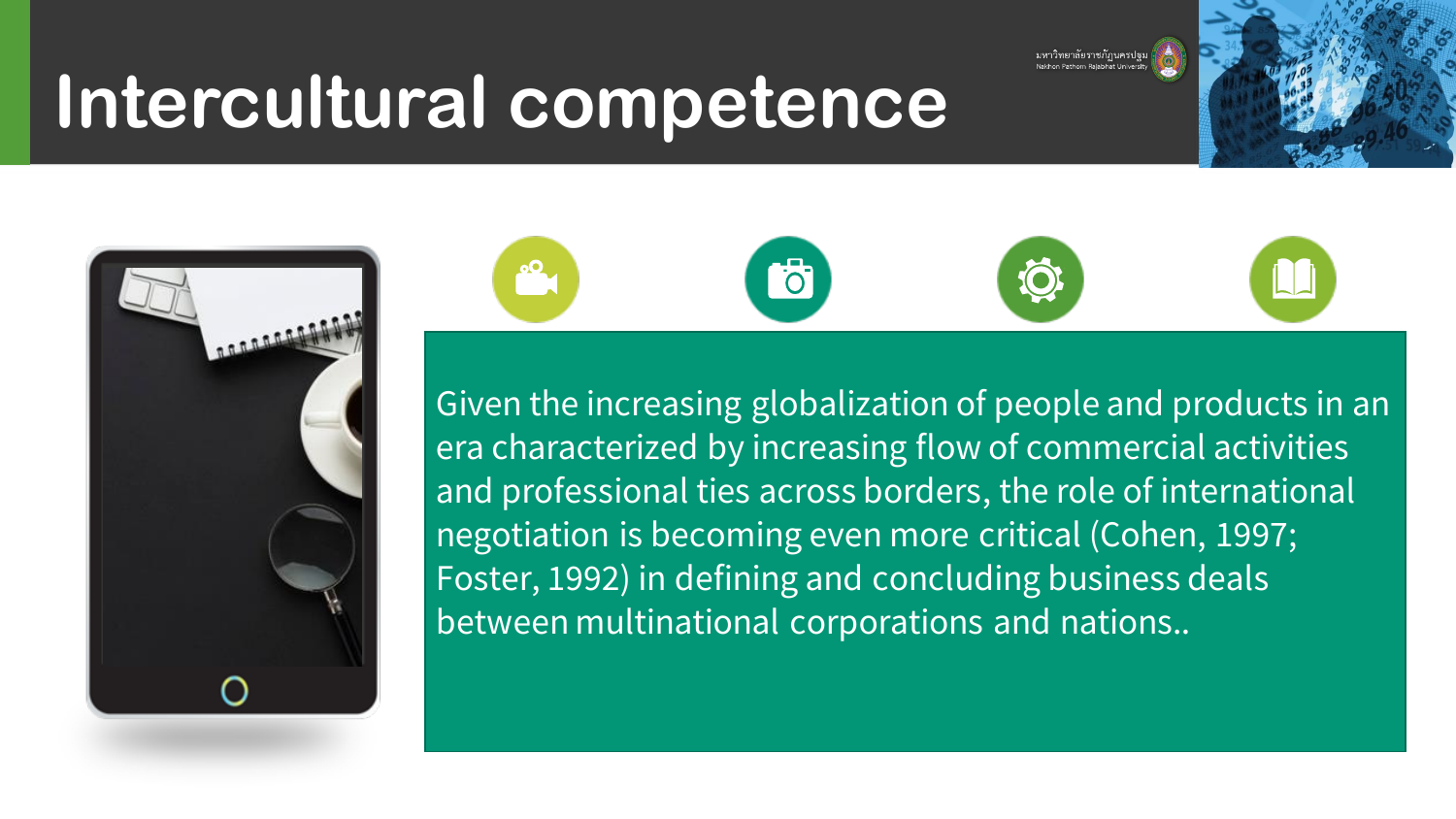# Intercultural competence

Given the increasing globalization of people and products in an era characterized by increasing flow of commercial activities and professional ties across borders, the role of international negotiation is becoming even more critical (Cohen, 1997; Foster, 1992) in defining and concluding business deals between multinational corporations and nations..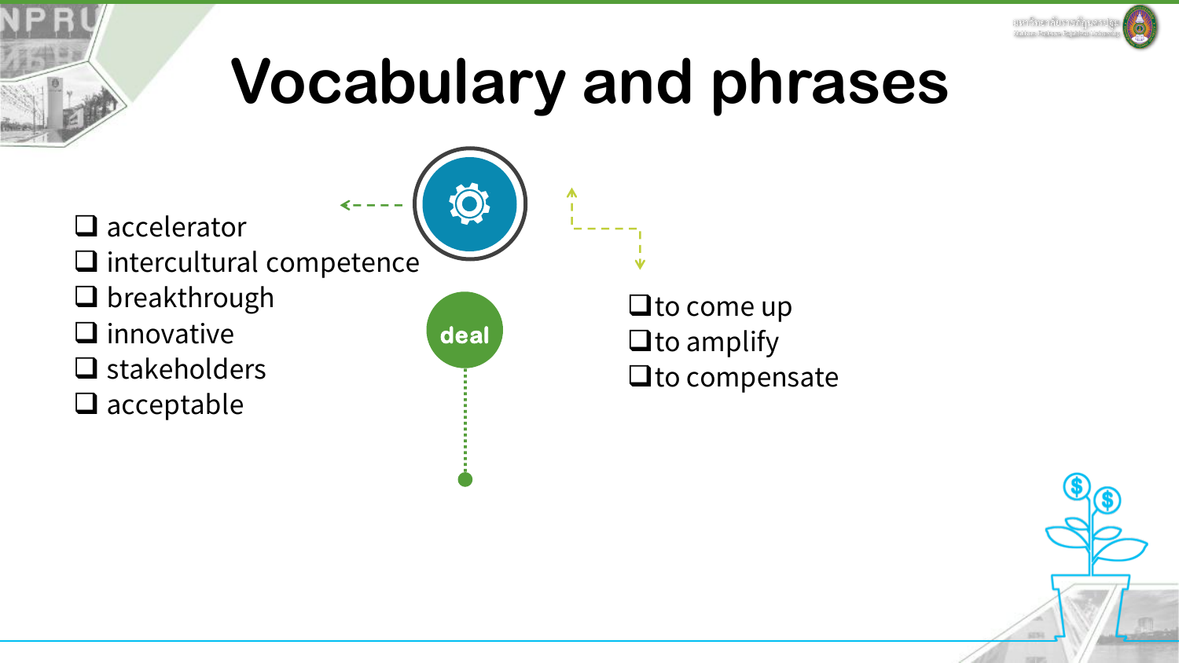# Vocabulary and phrases

- ❑ accelerator
- ❑ intercultural competence
- ❑ breakthrough
- ❑ innovative
- ❑ stakeholders
- ❑ acceptable

deal

- ❑ to come up
- ❑ to amplify
- ❑ to compensate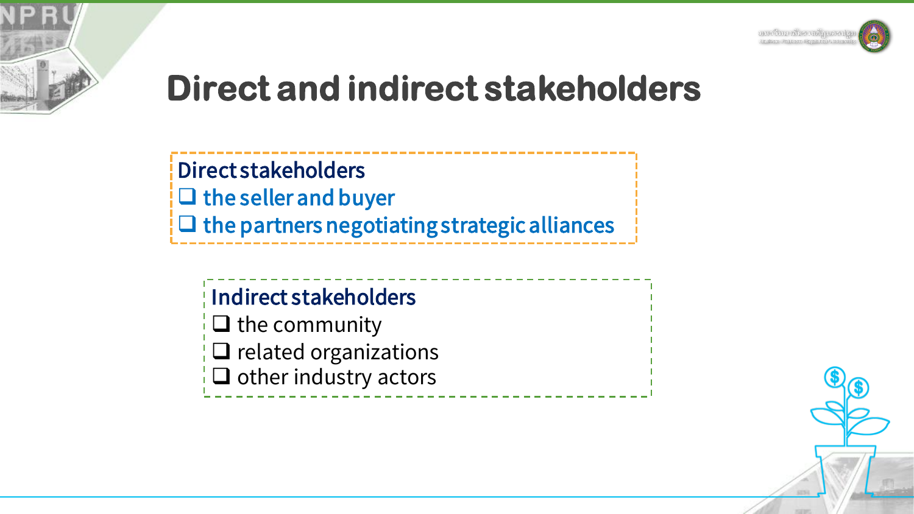# Direct and indirect stakeholders

**Direct stakeholders**
- ❑ the seller and buyer
- ❑ the partners negotiating strategic alliances

**Indirect stakeholders**
- ❑ the community
- ❑ related organizations
- ❑ other industry actors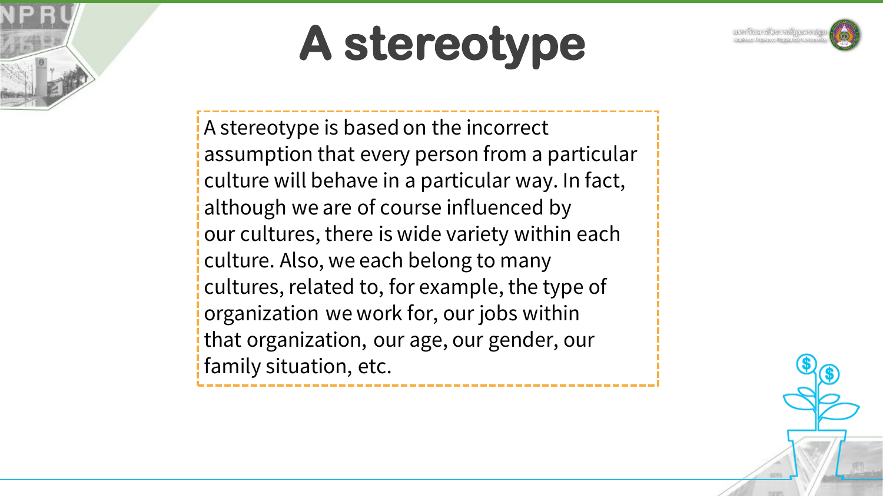# A stereotype

A stereotype is based on the incorrect assumption that every person from a particular culture will behave in a particular way. In fact, although we are of course influenced by our cultures, there is wide variety within each culture. Also, we each belong to many cultures, related to, for example, the type of organization we work for, our jobs within that organization, our age, our gender, our family situation, etc.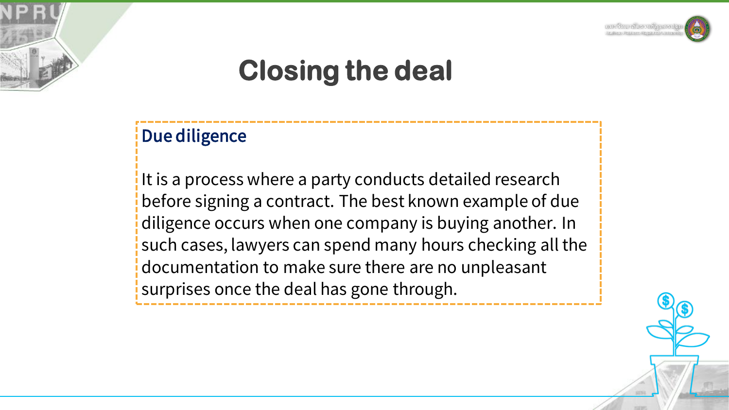# Closing the deal

## Due diligence

It is a process where a party conducts detailed research before signing a contract. The best known example of due diligence occurs when one company is buying another. In such cases, lawyers can spend many hours checking all the documentation to make sure there are no unpleasant surprises once the deal has gone through.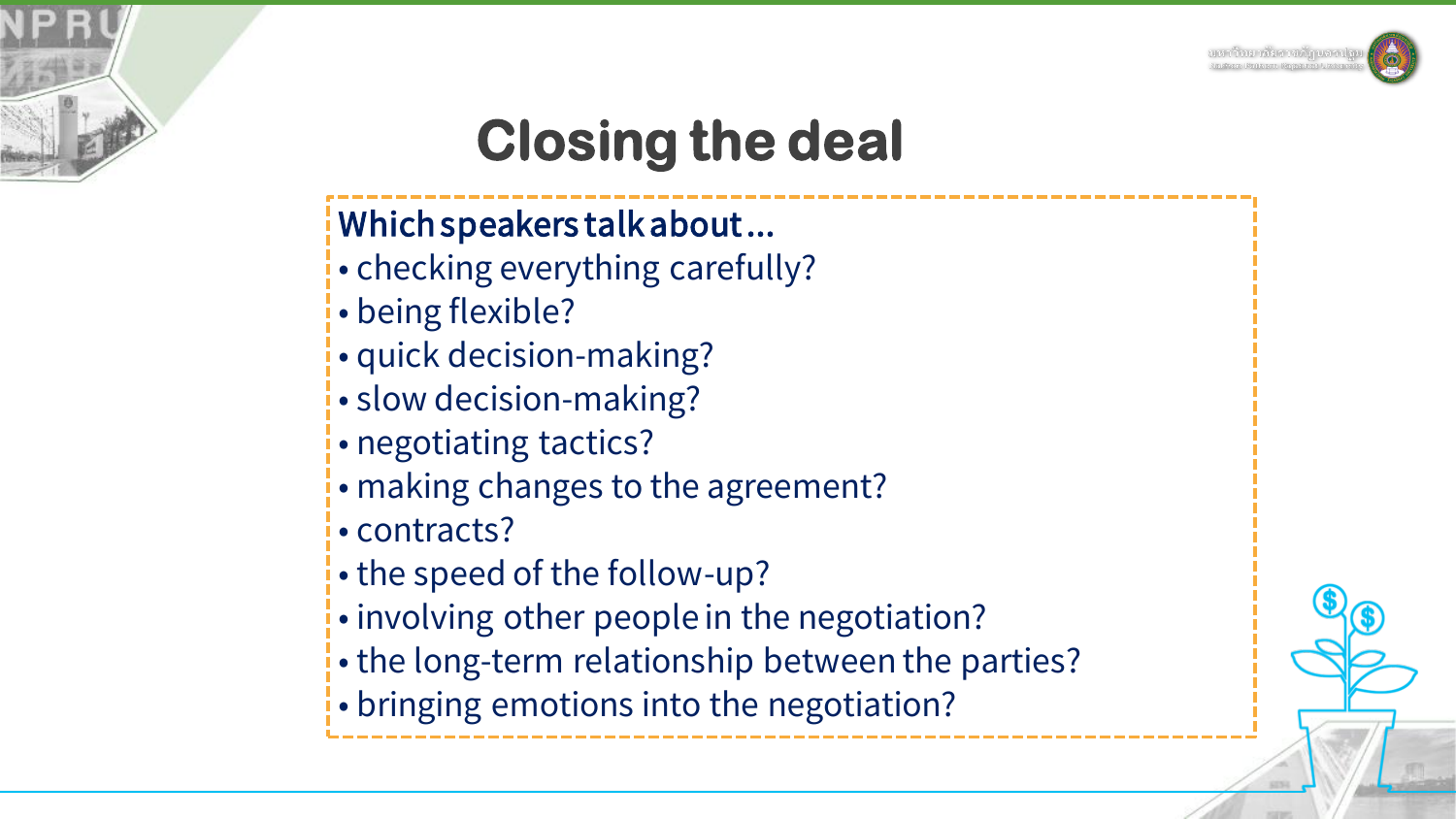# Closing the deal

**Which speakers talk about ...**

- checking everything carefully?
- being flexible?
- quick decision-making?
- slow decision-making?
- negotiating tactics?
- making changes to the agreement?
- contracts?
- the speed of the follow-up?
- involving other people in the negotiation?
- the long-term relationship between the parties?
- bringing emotions into the negotiation?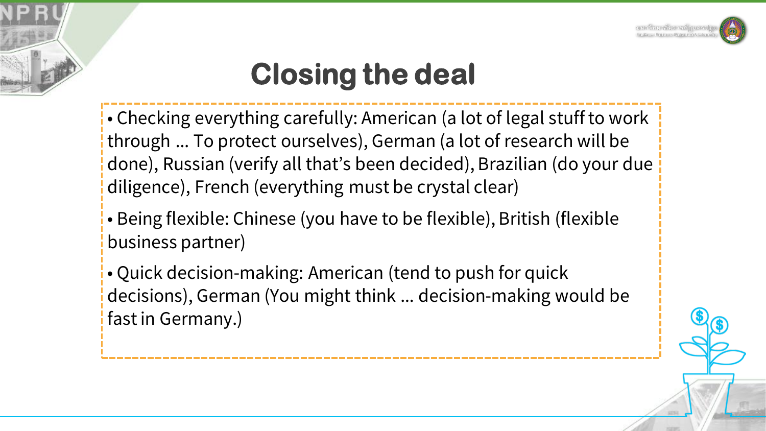# Closing the deal

- Checking everything carefully: American (a lot of legal stuff to work through ... To protect ourselves), German (a lot of research will be done), Russian (verify all that's been decided), Brazilian (do your due diligence), French (everything must be crystal clear)
- Being flexible: Chinese (you have to be flexible), British (flexible business partner)
- Quick decision-making: American (tend to push for quick decisions), German (You might think ... decision-making would be fast in Germany.)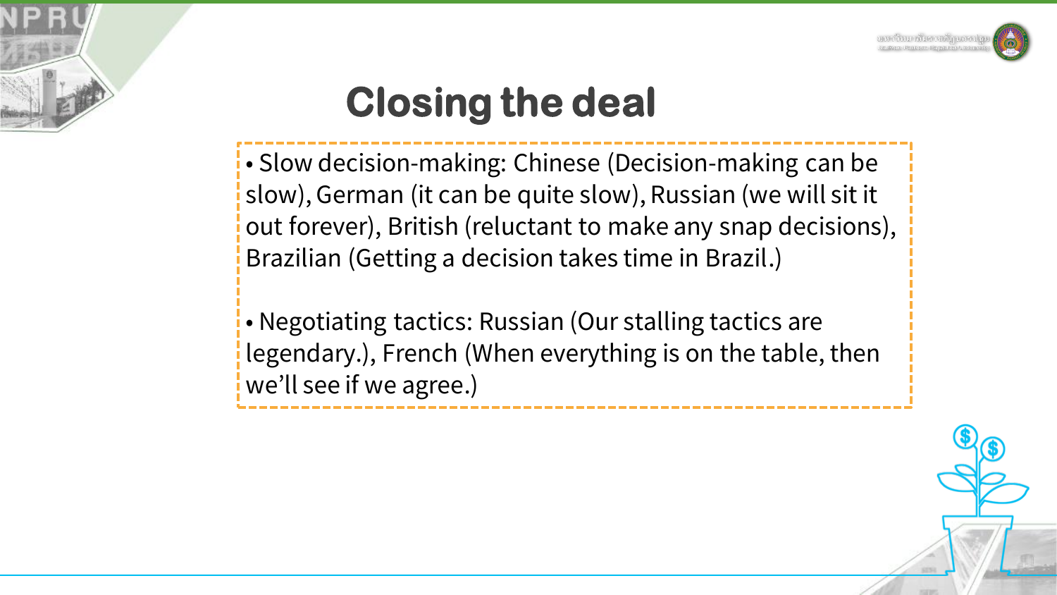# Closing the deal

- Slow decision-making: Chinese (Decision-making can be slow), German (it can be quite slow), Russian (we will sit it out forever), British (reluctant to make any snap decisions), Brazilian (Getting a decision takes time in Brazil.)

- Negotiating tactics: Russian (Our stalling tactics are legendary.), French (When everything is on the table, then we'll see if we agree.)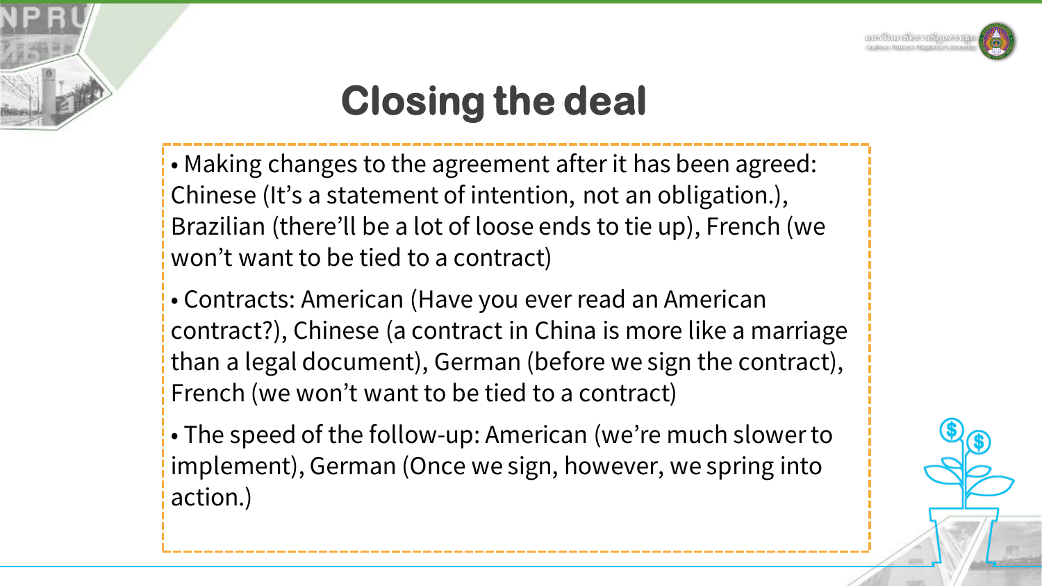# Closing the deal

- Making changes to the agreement after it has been agreed: Chinese (It's a statement of intention, not an obligation.), Brazilian (there'll be a lot of loose ends to tie up), French (we won't want to be tied to a contract)
- Contracts: American (Have you ever read an American contract?), Chinese (a contract in China is more like a marriage than a legal document), German (before we sign the contract), French (we won't want to be tied to a contract)
- The speed of the follow-up: American (we're much slower to implement), German (Once we sign, however, we spring into action.)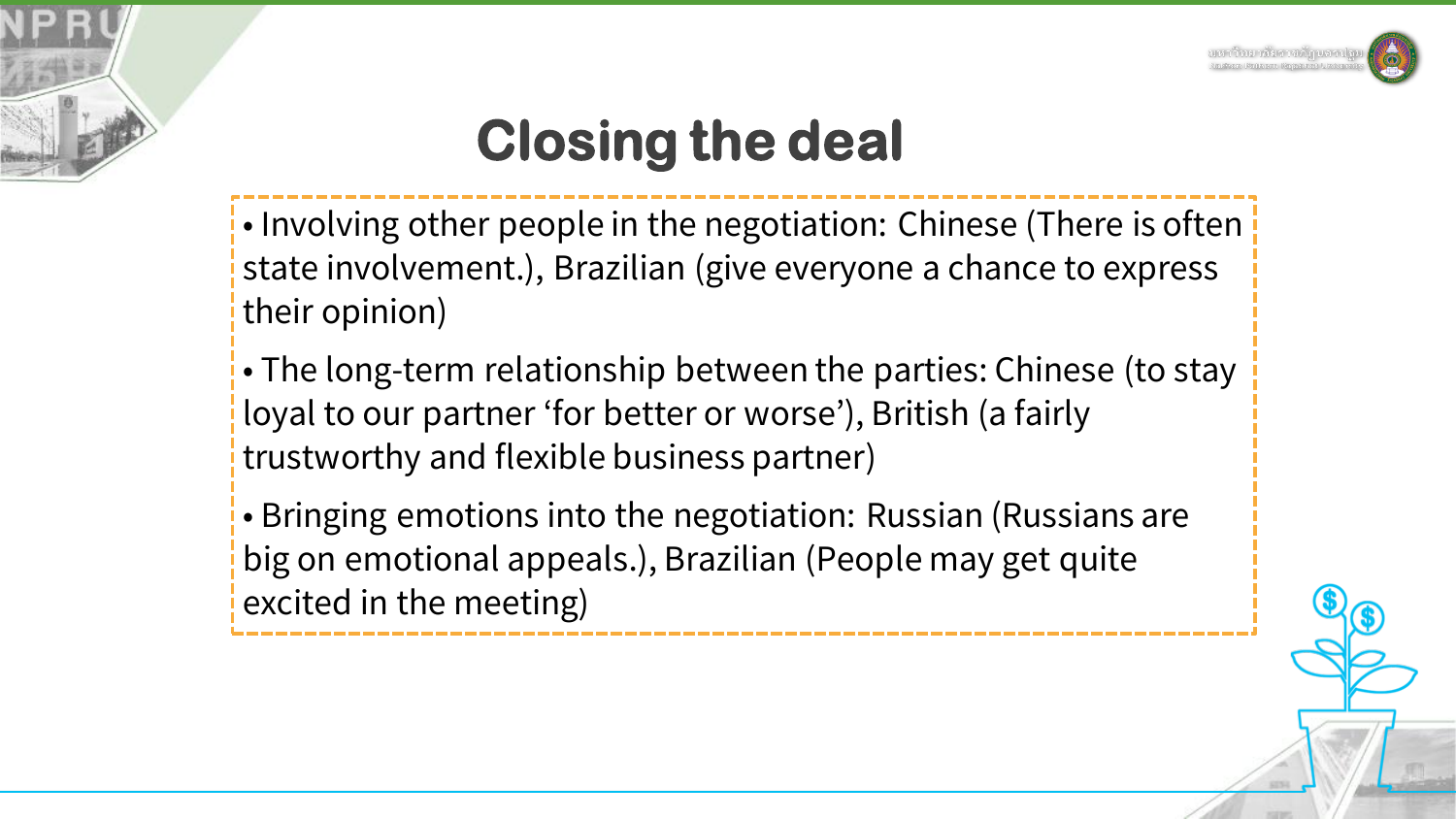# Closing the deal

- Involving other people in the negotiation: Chinese (There is often state involvement.), Brazilian (give everyone a chance to express their opinion)
- The long-term relationship between the parties: Chinese (to stay loyal to our partner 'for better or worse'), British (a fairly trustworthy and flexible business partner)
- Bringing emotions into the negotiation: Russian (Russians are big on emotional appeals.), Brazilian (People may get quite excited in the meeting)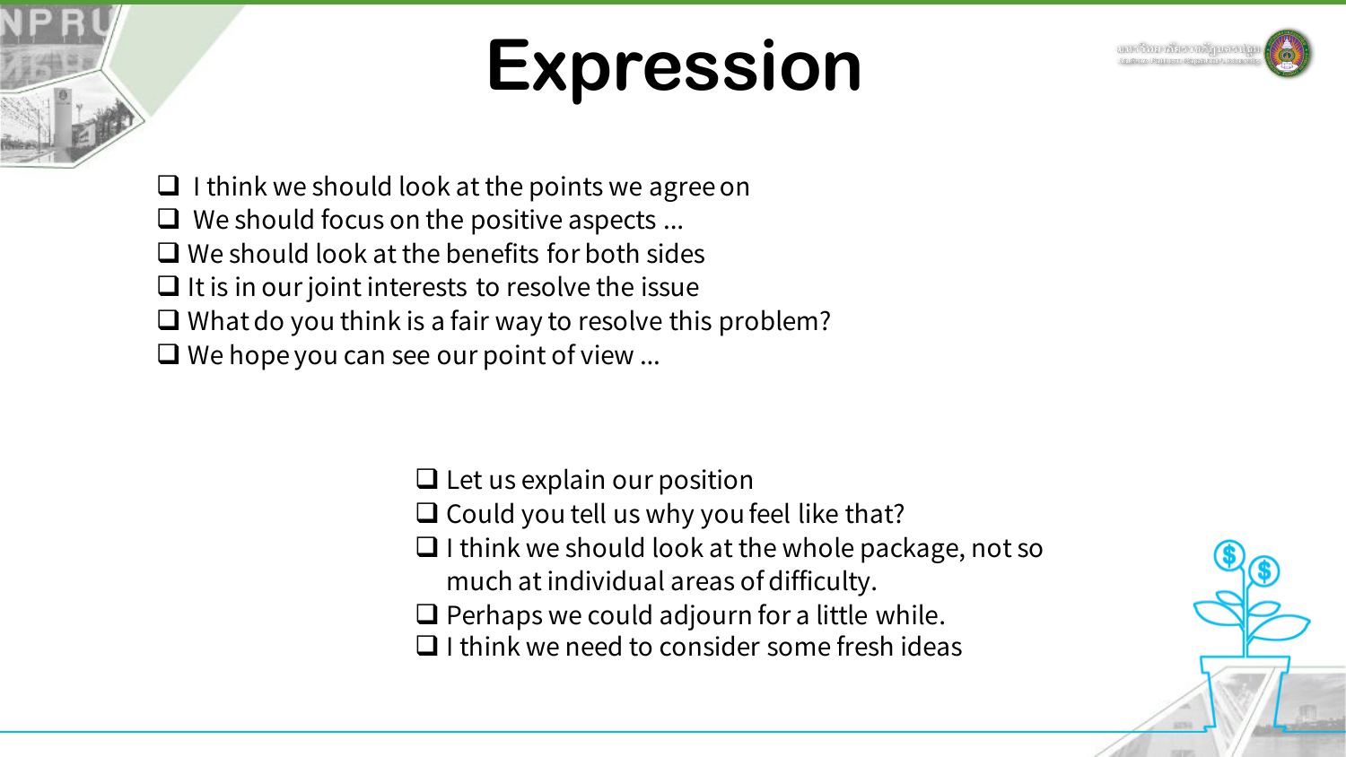# Expression

- I think we should look at the points we agree on
- We should focus on the positive aspects ...
- We should look at the benefits for both sides
- It is in our joint interests to resolve the issue
- What do you think is a fair way to resolve this problem?
- We hope you can see our point of view ...

- Let us explain our position
- Could you tell us why you feel like that?
- I think we should look at the whole package, not so much at individual areas of difficulty.
- Perhaps we could adjourn for a little while.
- I think we need to consider some fresh ideas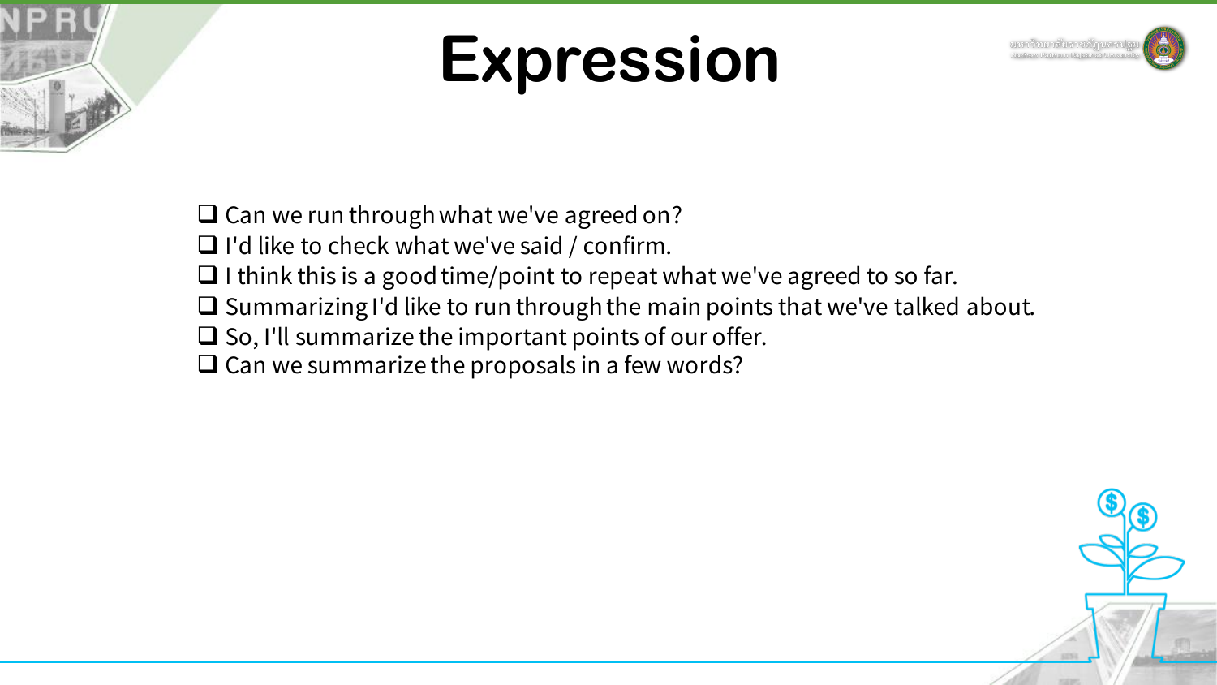# Expression

- Can we run through what we've agreed on?
- I'd like to check what we've said / confirm.
- I think this is a good time/point to repeat what we've agreed to so far.
- Summarizing I'd like to run through the main points that we've talked about.
- So, I'll summarize the important points of our offer.
- Can we summarize the proposals in a few words?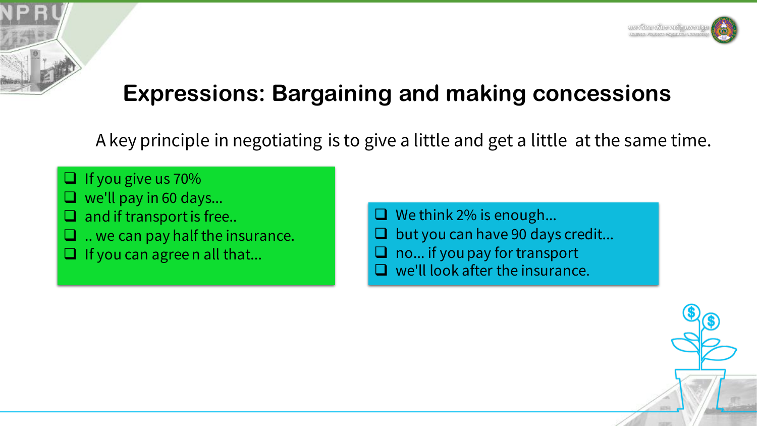# Expressions: Bargaining and making concessions

A key principle in negotiating is to give a little and get a little at the same time.

- If you give us 70%
- we'll pay in 60 days...
- and if transport is free..
- .. we can pay half the insurance.
- If you can agree n all that...

- We think 2% is enough...
- but you can have 90 days credit...
- no... if you pay for transport
- we'll look after the insurance.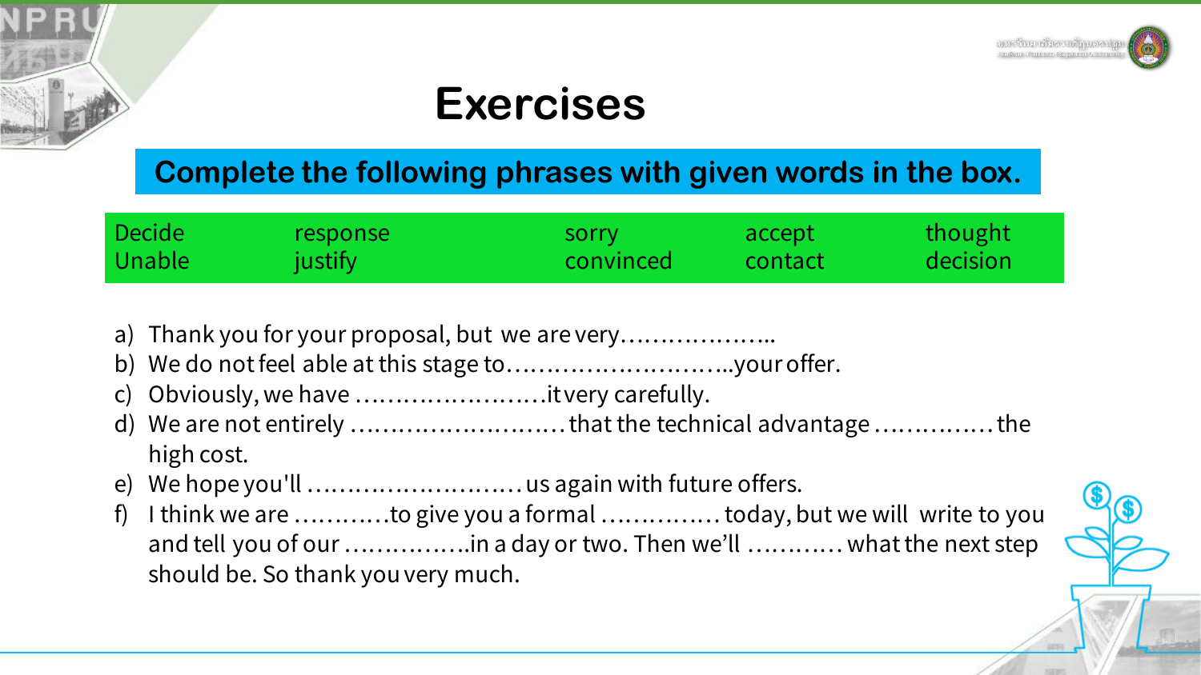# Exercises

## Complete the following phrases with given words in the box.

| Decide | response | sorry | accept | thought |
|---|---|---|---|---|
| Unable | justify | convinced | contact | decision |

a) Thank you for your proposal, but we are very………………..

b) We do not feel able at this stage to………………………..your offer.

c) Obviously, we have ……………………it very carefully.

d) We are not entirely ……………………… that the technical advantage ………….. the high cost.

e) We hope you'll ……………………… us again with future offers.

f) I think we are ………..to give you a formal ………….. today, but we will write to you and tell you of our ……………in a day or two. Then we'll ……….. what the next step should be. So thank you very much.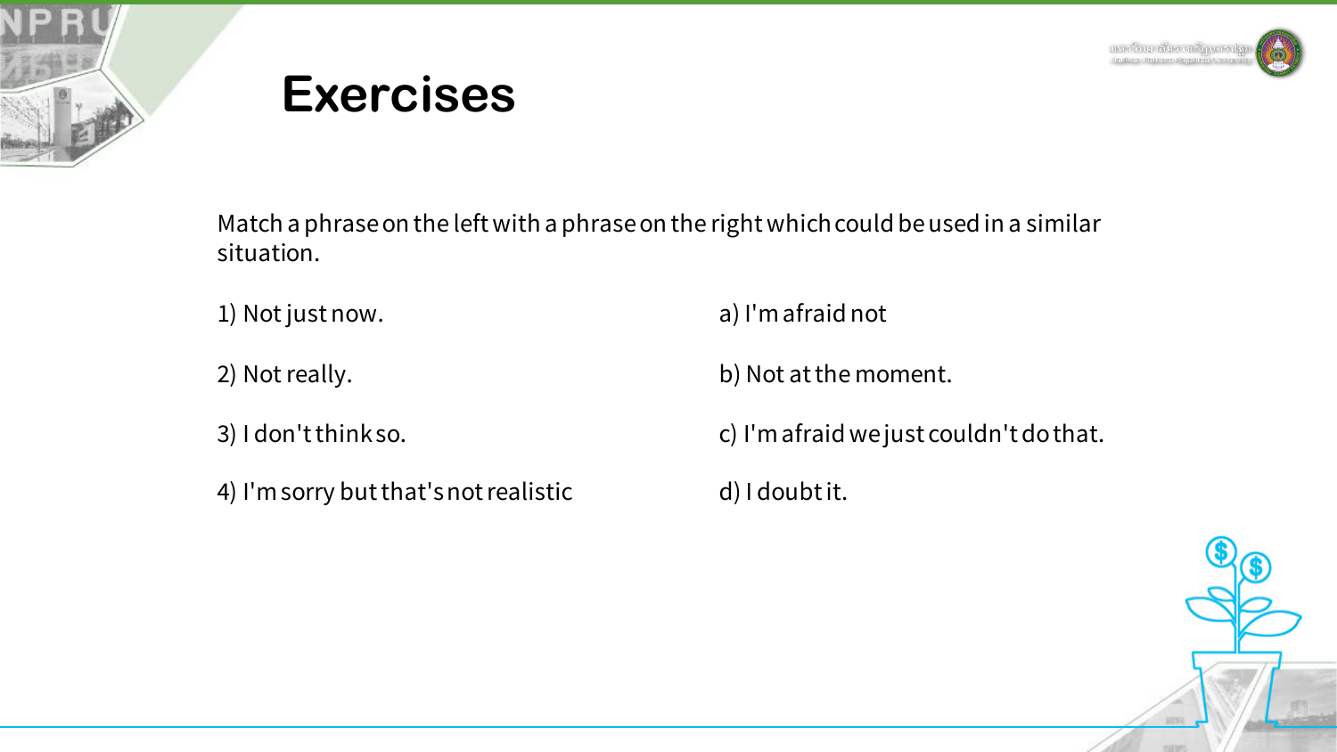# Exercises

Match a phrase on the left with a phrase on the right which could be used in a similar situation.

1) Not just now.

2) Not really.

3) I don't think so.

4) I'm sorry but that's not realistic

a) I'm afraid not

b) Not at the moment.

c) I'm afraid we just couldn't do that.

d) I doubt it.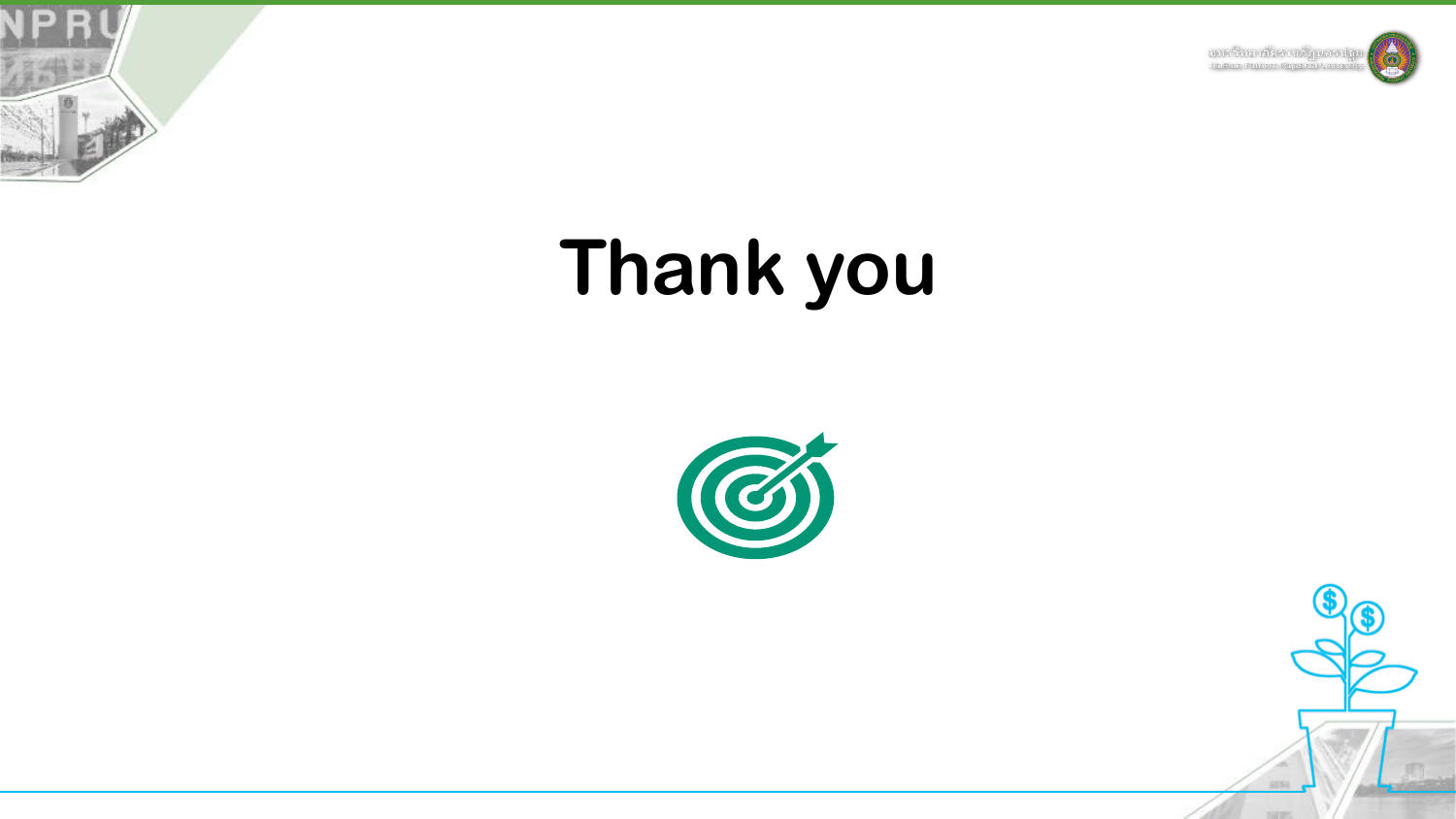# Thank you